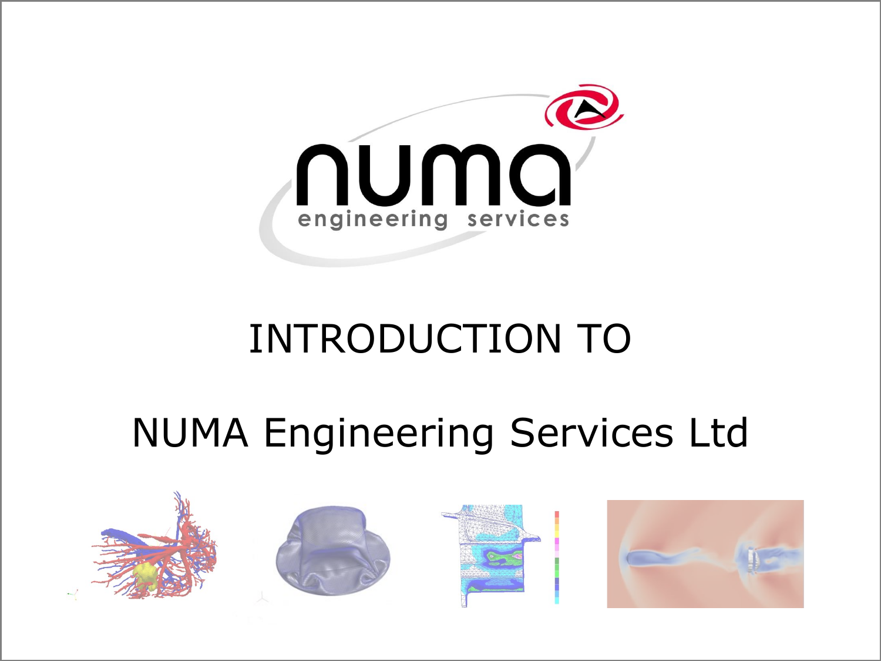# INTRODUCTION TO

# NUMA Engineering Services Ltd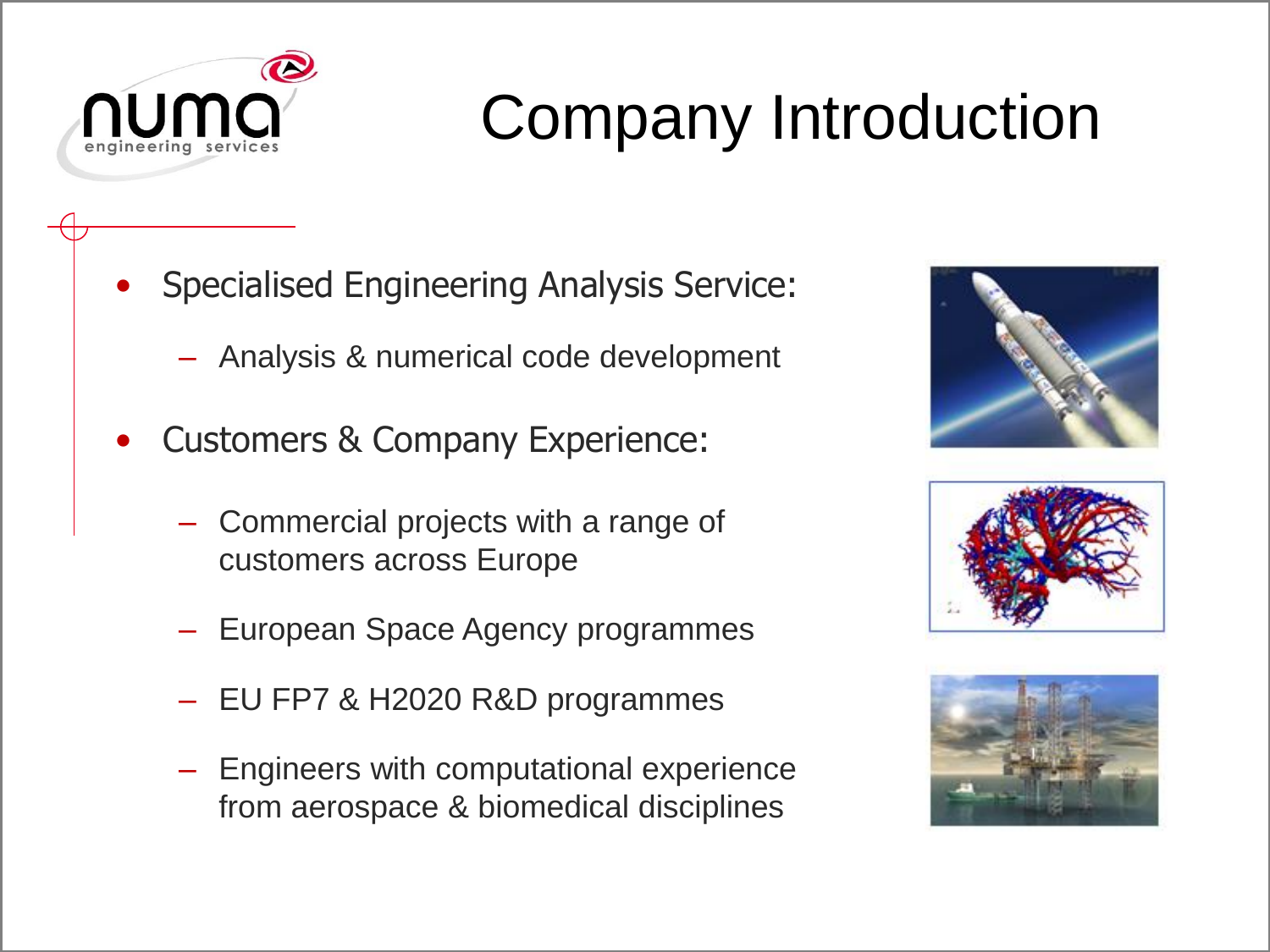# Company Introduction

- Specialised Engineering Analysis Service:
  - Analysis & numerical code development
- Customers & Company Experience:
  - Commercial projects with a range of customers across Europe
  - European Space Agency programmes
  - EU FP7 & H2020 R&D programmes
  - Engineers with computational experience from aerospace & biomedical disciplines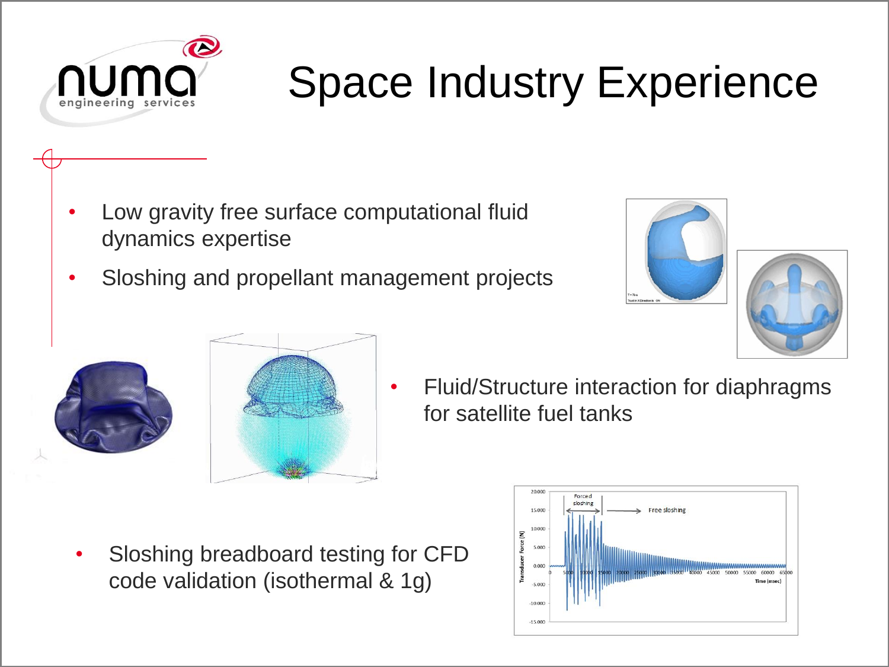# Space Industry Experience

- Low gravity free surface computational fluid dynamics expertise
- Sloshing and propellant management projects

- Fluid/Structure interaction for diaphragms for satellite fuel tanks

- Sloshing breadboard testing for CFD code validation (isothermal & 1g)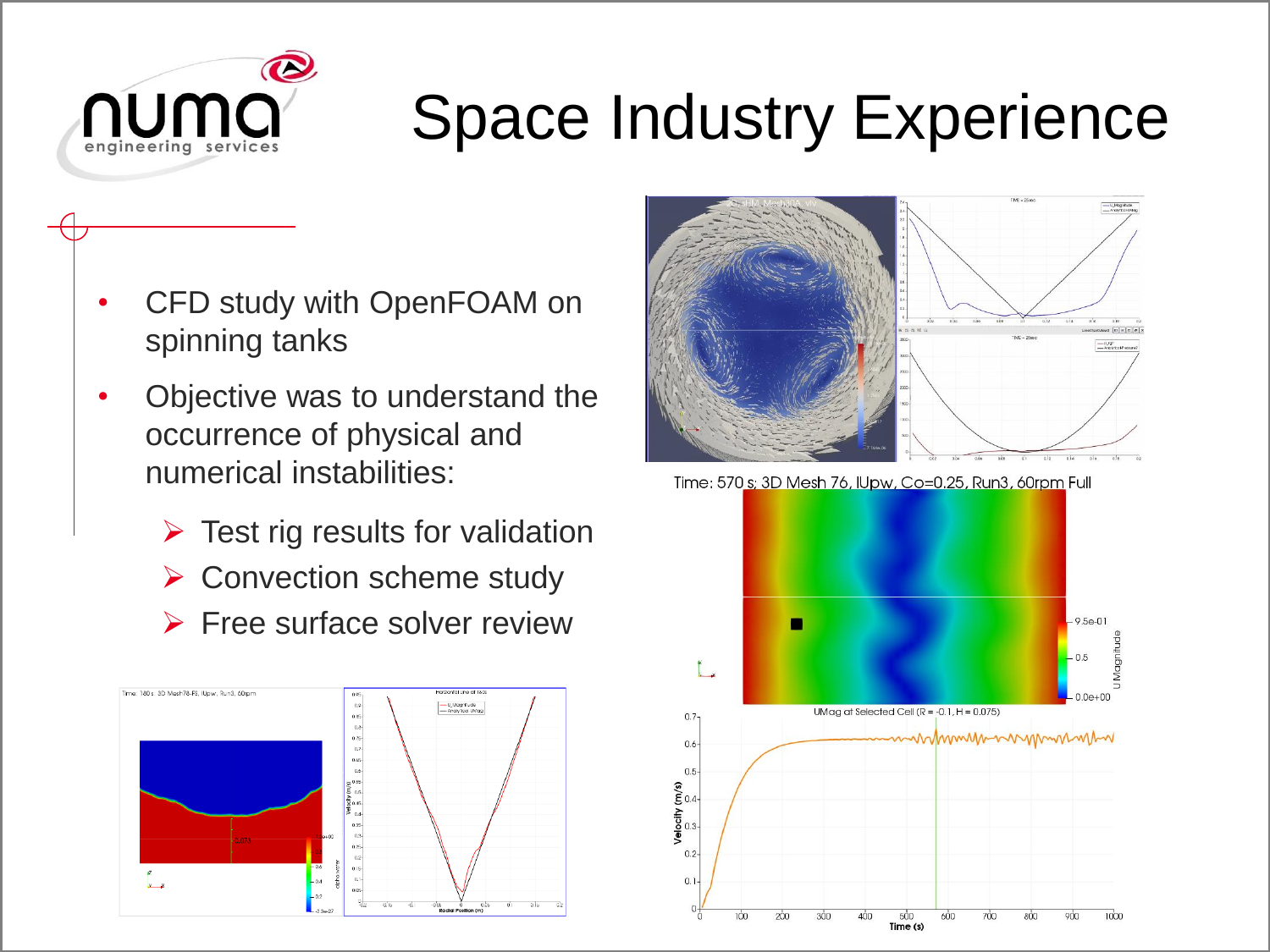# Space Industry Experience

- CFD study with OpenFOAM on spinning tanks
- Objective was to understand the occurrence of physical and numerical instabilities:
  - ➢ Test rig results for validation
  - ➢ Convection scheme study
  - ➢ Free surface solver review

Time: 570 s; 3D Mesh 76, lUpw, Co=0.25, Run3, 60rpm Full

UMag at Selected Cell (R = -0.1, H = 0.075)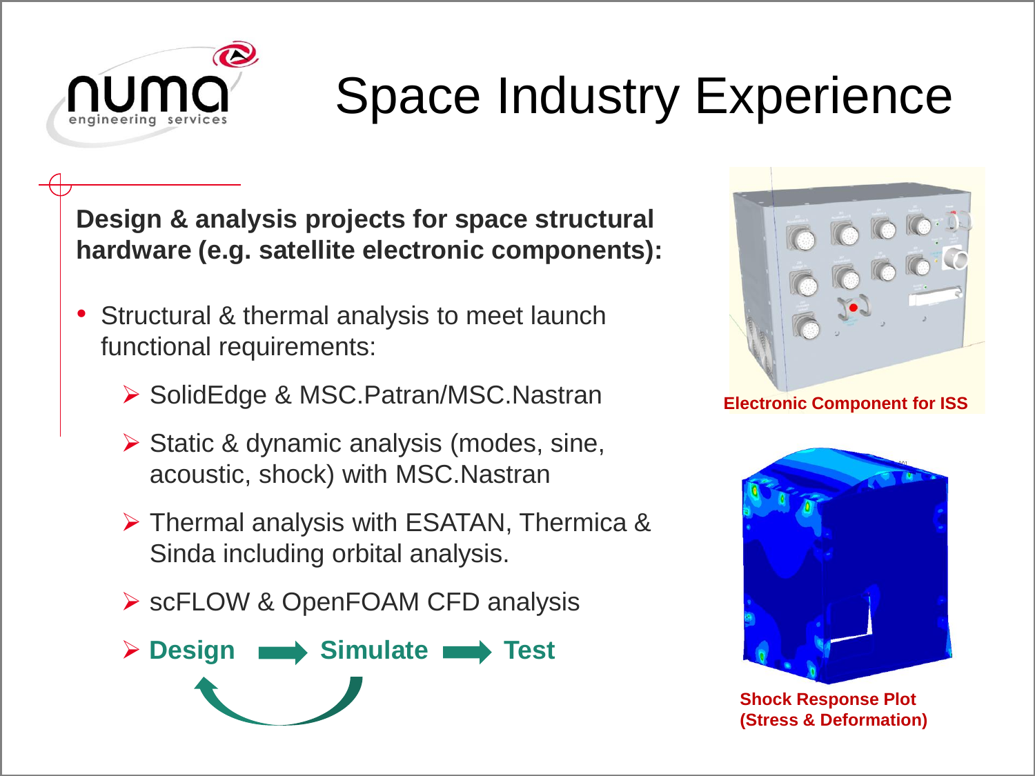# Space Industry Experience

**Design & analysis projects for space structural hardware (e.g. satellite electronic components):**

- Structural & thermal analysis to meet launch functional requirements:
  - SolidEdge & MSC.Patran/MSC.Nastran
  - Static & dynamic analysis (modes, sine, acoustic, shock) with MSC.Nastran
  - Thermal analysis with ESATAN, Thermica & Sinda including orbital analysis.
  - scFLOW & OpenFOAM CFD analysis
  - **Design → Simulate → Test**

**Electronic Component for ISS**

**Shock Response Plot (Stress & Deformation)**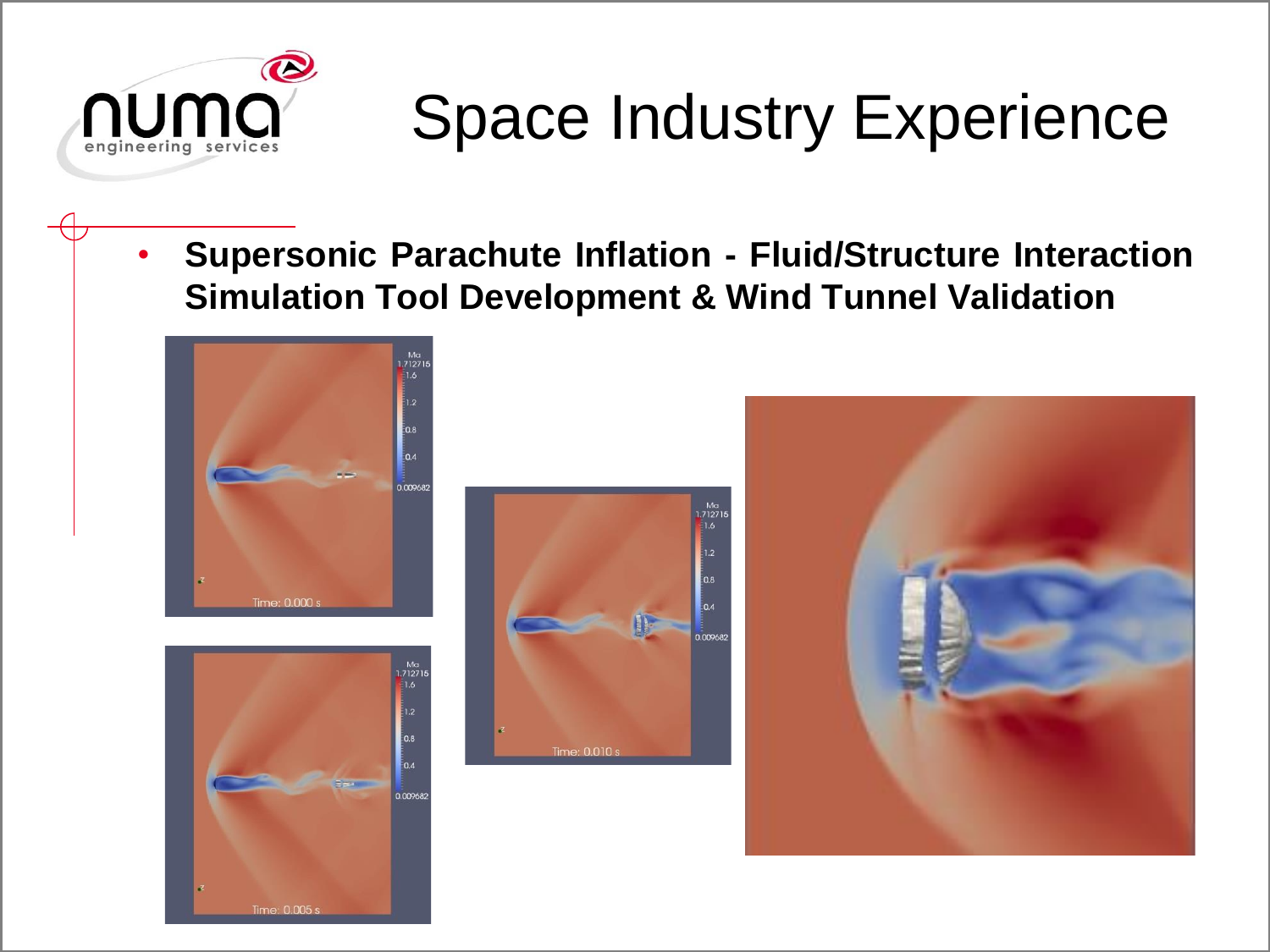# Space Industry Experience

- **Supersonic Parachute Inflation - Fluid/Structure Interaction Simulation Tool Development & Wind Tunnel Validation**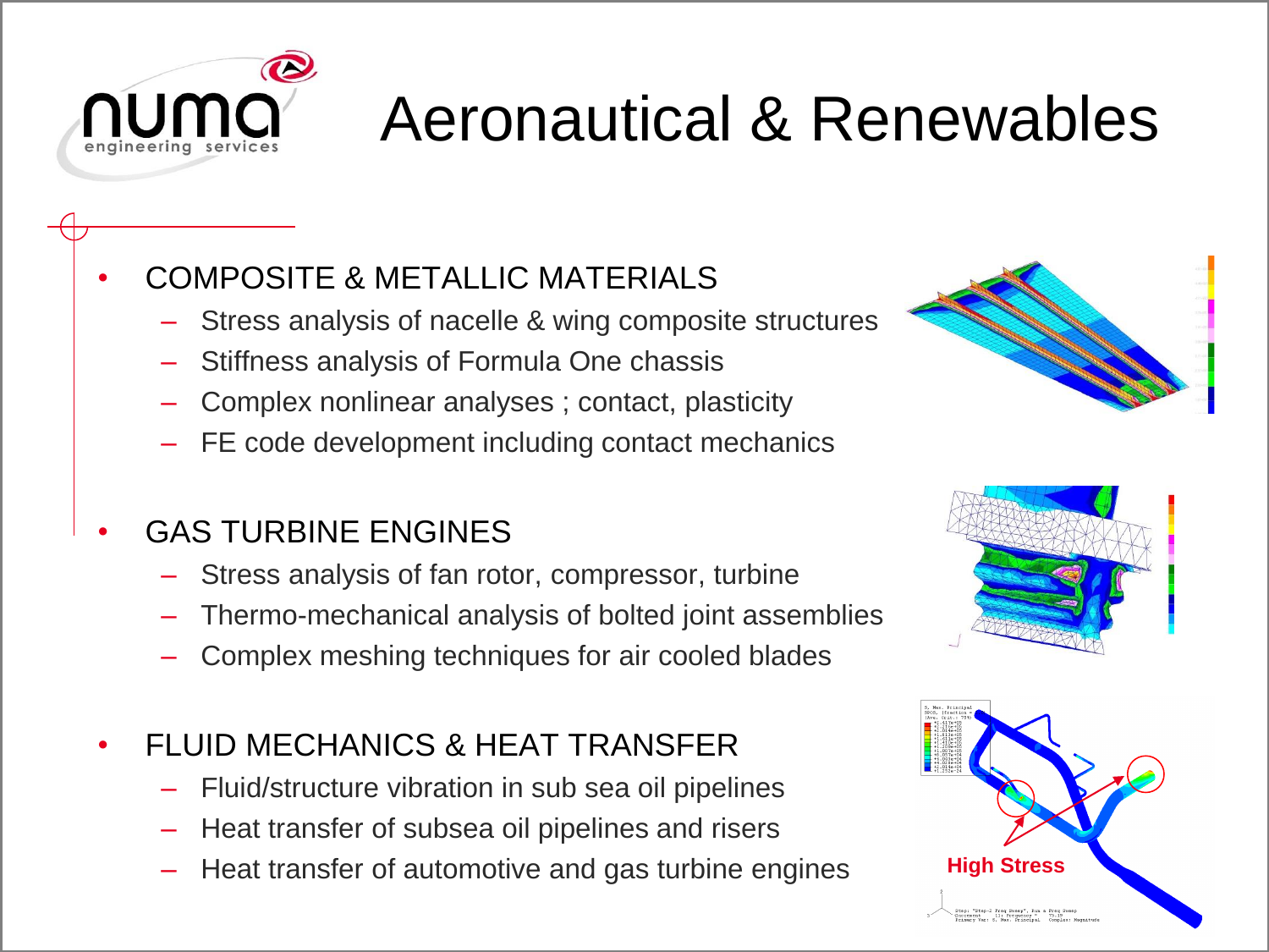# Aeronautical & Renewables

- COMPOSITE & METALLIC MATERIALS
  - Stress analysis of nacelle & wing composite structures
  - Stiffness analysis of Formula One chassis
  - Complex nonlinear analyses ; contact, plasticity
  - FE code development including contact mechanics

- GAS TURBINE ENGINES
  - Stress analysis of fan rotor, compressor, turbine
  - Thermo-mechanical analysis of bolted joint assemblies
  - Complex meshing techniques for air cooled blades

- FLUID MECHANICS & HEAT TRANSFER
  - Fluid/structure vibration in sub sea oil pipelines
  - Heat transfer of subsea oil pipelines and risers
  - Heat transfer of automotive and gas turbine engines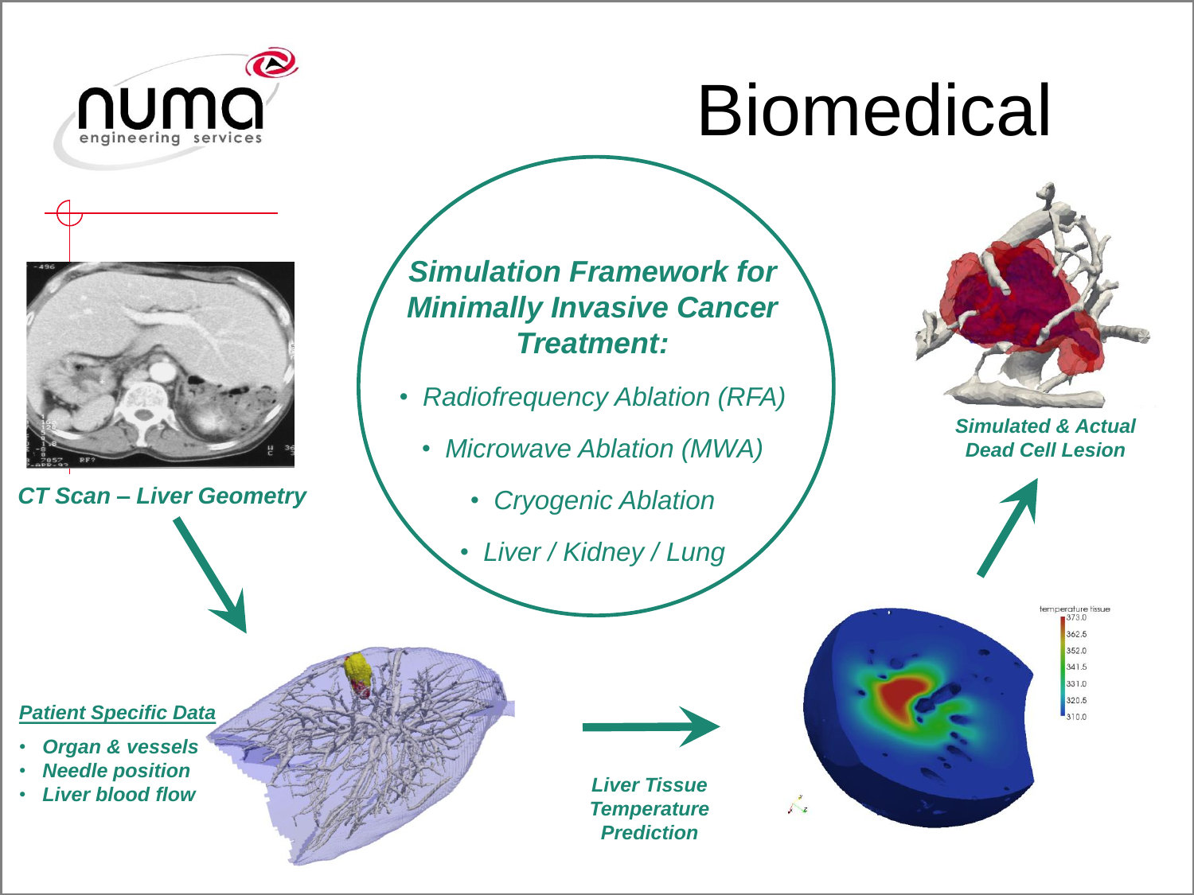# Biomedical

**_Simulation Framework for Minimally Invasive Cancer Treatment:_**

- *Radiofrequency Ablation (RFA)*
- *Microwave Ablation (MWA)*
- *Cryogenic Ablation*
- *Liver / Kidney / Lung*

**_CT Scan – Liver Geometry_**

**_Patient Specific Data_**

- **_Organ & vessels_**
- **_Needle position_**
- **_Liver blood flow_**

**_Liver Tissue Temperature Prediction_**

**_Simulated & Actual Dead Cell Lesion_**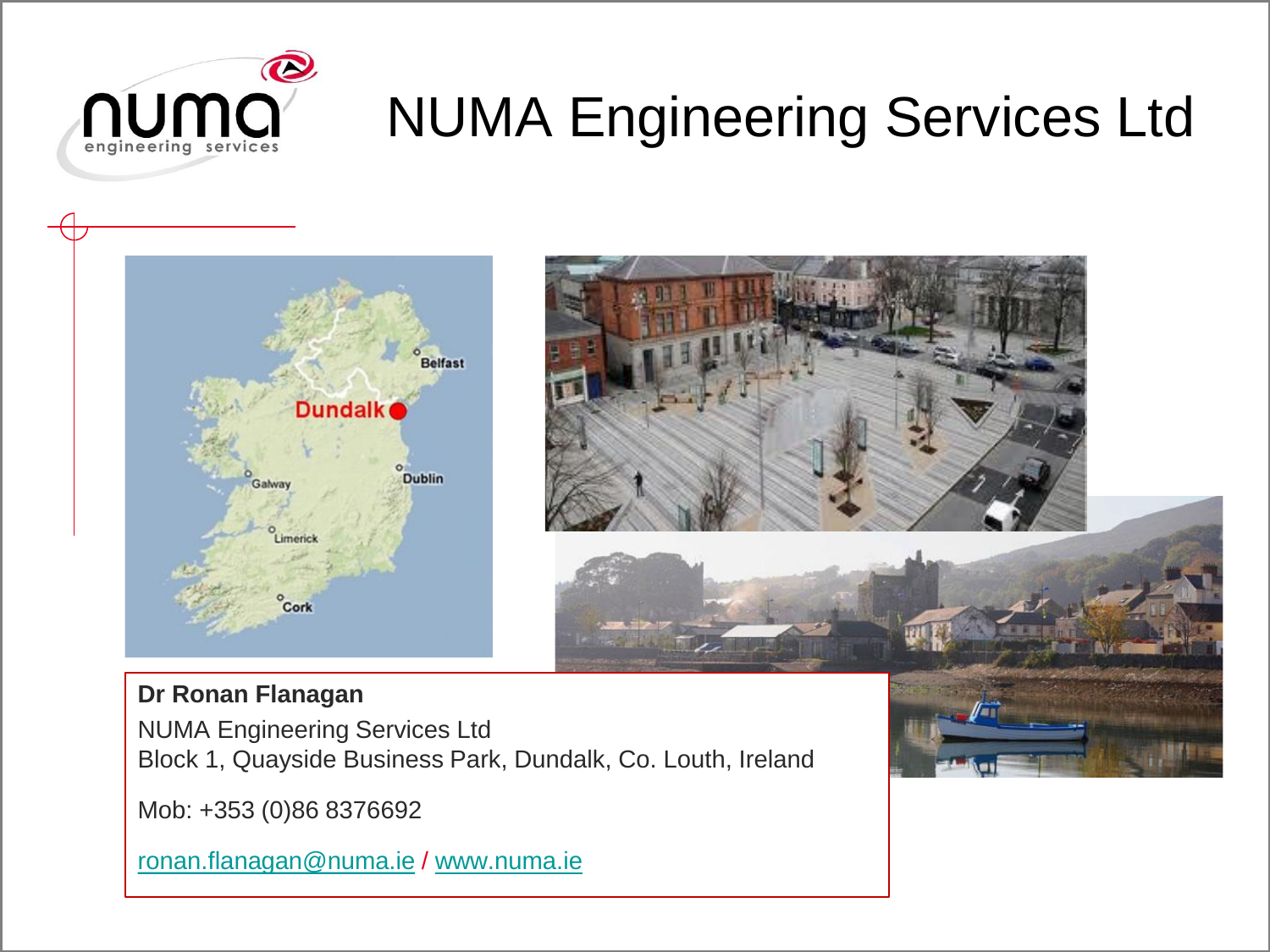# NUMA Engineering Services Ltd

**Dr Ronan Flanagan**

NUMA Engineering Services Ltd
Block 1, Quayside Business Park, Dundalk, Co. Louth, Ireland

Mob: +353 (0)86 8376692

ronan.flanagan@numa.ie / www.numa.ie